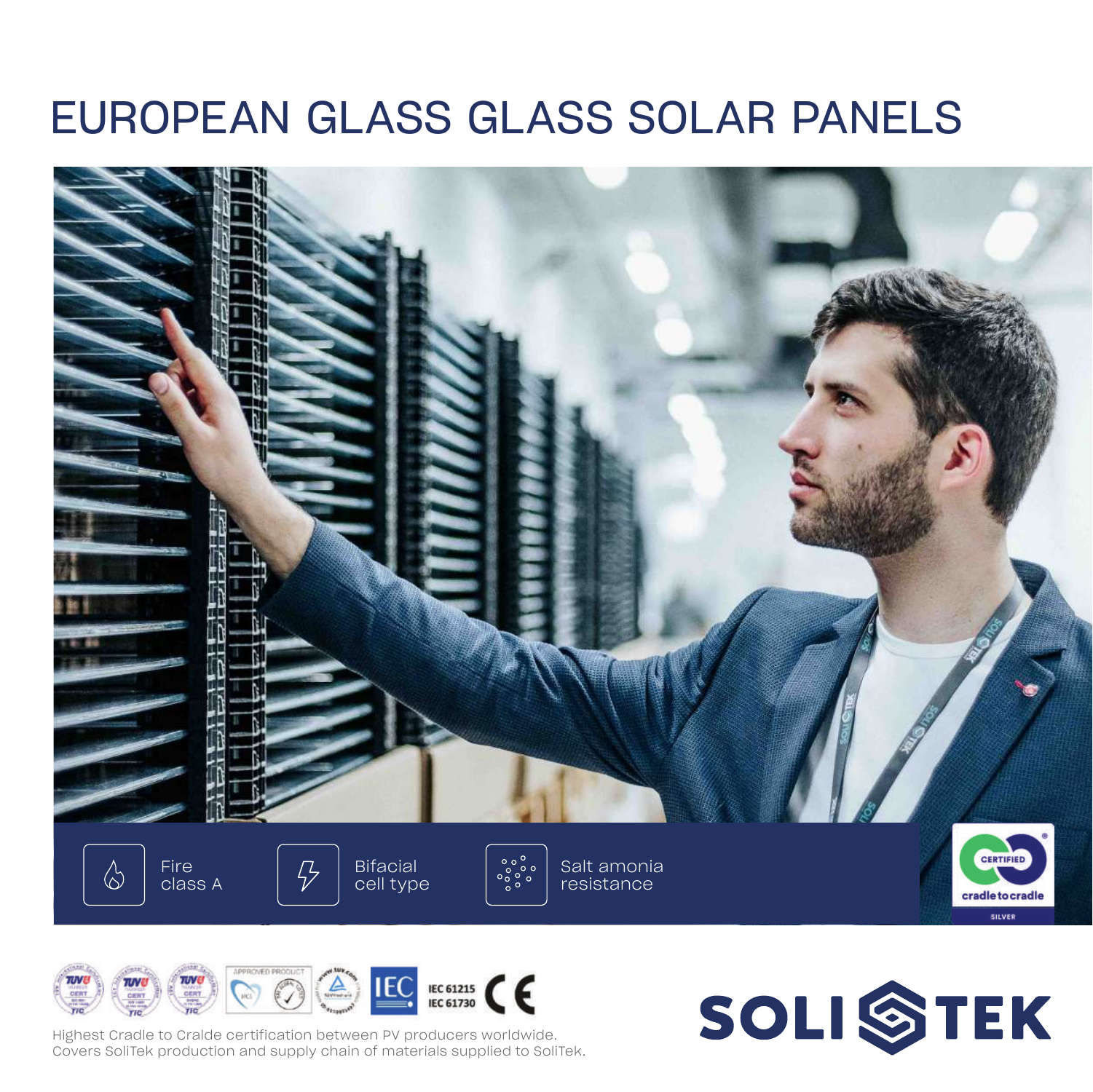# EUROPEAN GLASS GLASS SOLAR PANELS

Fire class A

Bifacial cell type

Salt amonia resistance

CERTIFIED cradle to cradle SILVER

IEC 61215
IEC 61730

Highest Cradle to Cralde certification between PV producers worldwide.
Covers SoliTek production and supply chain of materials supplied to SoliTek.

SOLITEK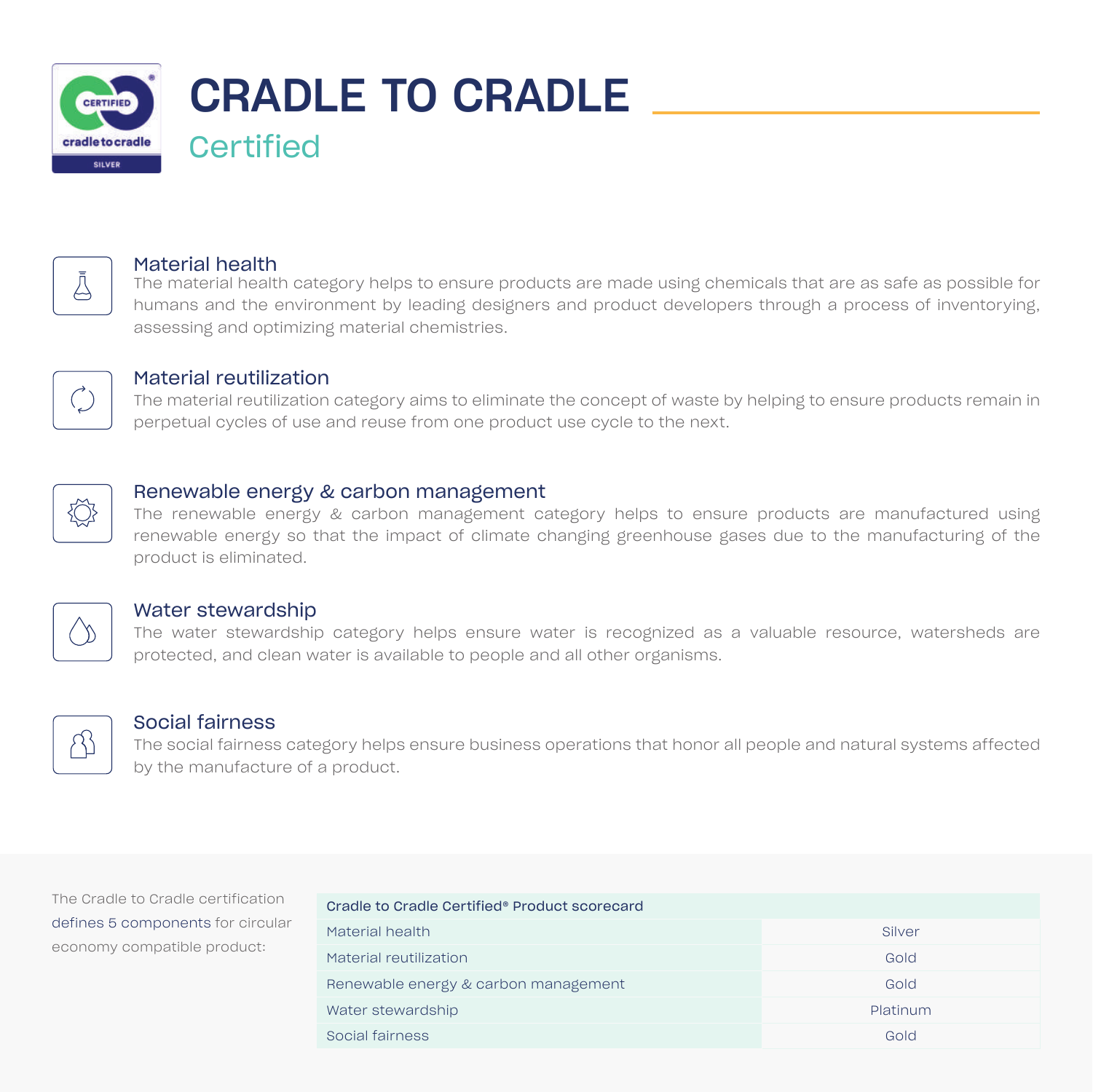# CRADLE TO CRADLE

## Certified

### Material health

The material health category helps to ensure products are made using chemicals that are as safe as possible for humans and the environment by leading designers and product developers through a process of inventorying, assessing and optimizing material chemistries.

### Material reutilization

The material reutilization category aims to eliminate the concept of waste by helping to ensure products remain in perpetual cycles of use and reuse from one product use cycle to the next.

### Renewable energy & carbon management

The renewable energy & carbon management category helps to ensure products are manufactured using renewable energy so that the impact of climate changing greenhouse gases due to the manufacturing of the product is eliminated.

### Water stewardship

The water stewardship category helps ensure water is recognized as a valuable resource, watersheds are protected, and clean water is available to people and all other organisms.

### Social fairness

The social fairness category helps ensure business operations that honor all people and natural systems affected by the manufacture of a product.

The Cradle to Cradle certification defines 5 components for circular economy compatible product:

| Cradle to Cradle Certified® Product scorecard | |
|---|---|
| Material health | Silver |
| Material reutilization | Gold |
| Renewable energy & carbon management | Gold |
| Water stewardship | Platinum |
| Social fairness | Gold |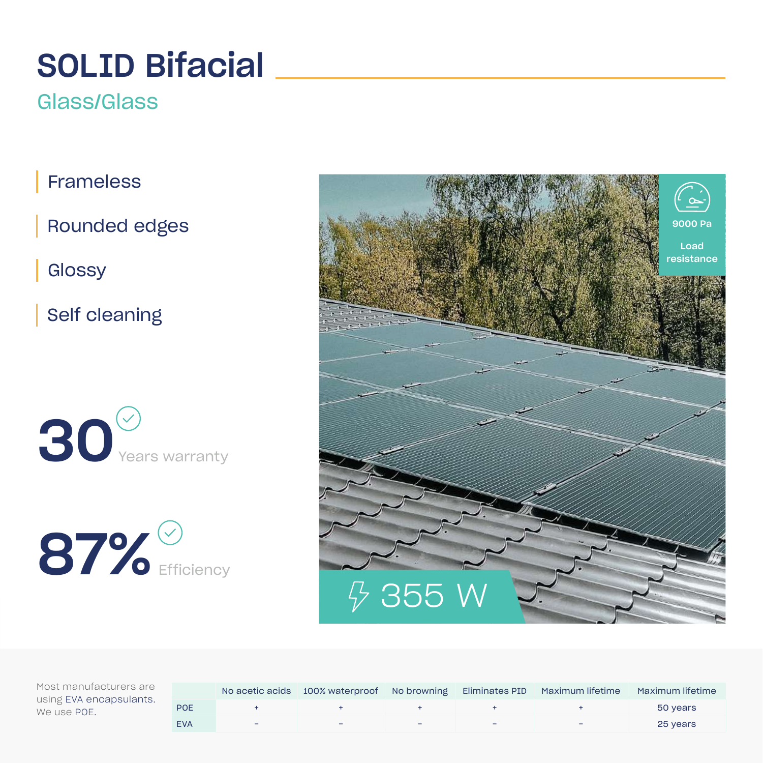# SOLID Bifacial

## Glass/Glass

- Frameless
- Rounded edges
- Glossy
- Self cleaning

**30** Years warranty

**87%** Efficiency

9000 Pa

Load resistance

355 W

Most manufacturers are using EVA encapsulants. We use POE.

| | No acetic acids | 100% waterproof | No browning | Eliminates PID | Maximum lifetime | Maximum lifetime |
|---|---|---|---|---|---|---|
| POE | + | + | + | + | + | 50 years |
| EVA | – | – | – | – | – | 25 years |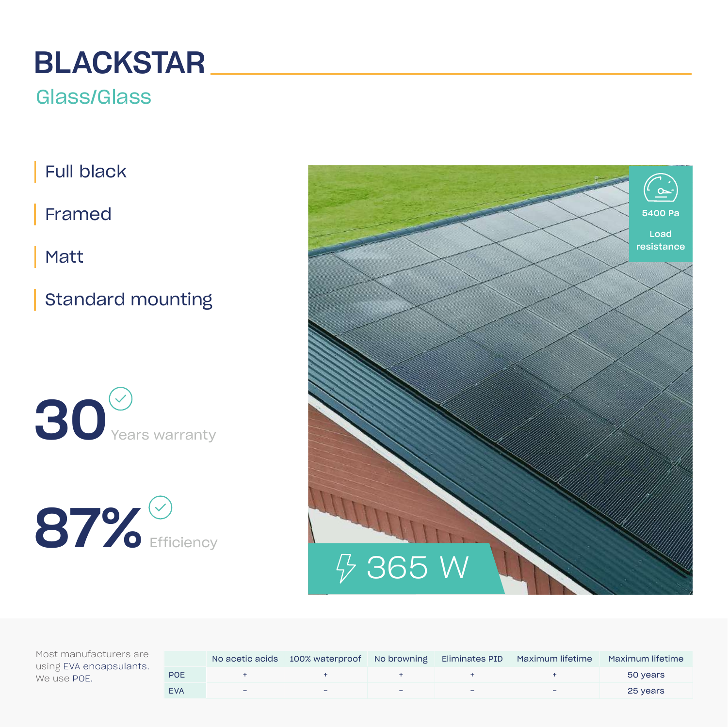# BLACKSTAR

## Glass/Glass

- Full black
- Framed
- Matt
- Standard mounting

**30** Years warranty

**87%** Efficiency

5400 Pa

Load resistance

365 W

Most manufacturers are using EVA encapsulants. We use POE.

| | No acetic acids | 100% waterproof | No browning | Eliminates PID | Maximum lifetime | Maximum lifetime |
|---|---|---|---|---|---|---|
| POE | + | + | + | + | + | 50 years |
| EVA | – | – | – | – | – | 25 years |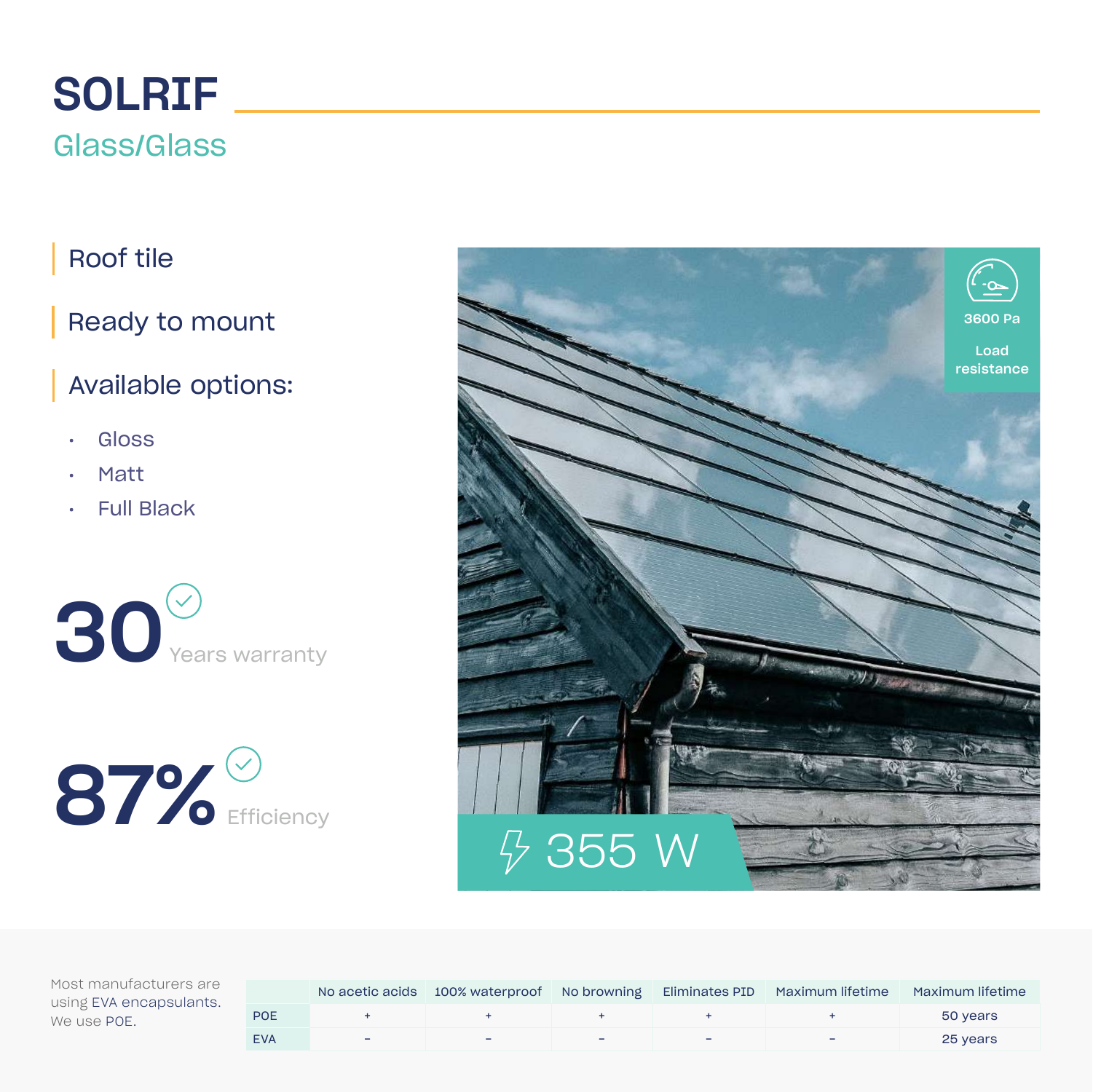# SOLRIF

## Glass/Glass

Roof tile

Ready to mount

Available options:

- Gloss
- Matt
- Full Black

**30** Years warranty

**87%** Efficiency

3600 Pa

Load resistance

355 W

Most manufacturers are using EVA encapsulants. We use POE.

| | No acetic acids | 100% waterproof | No browning | Eliminates PID | Maximum lifetime | Maximum lifetime |
|---|---|---|---|---|---|---|
| POE | + | + | + | + | + | 50 years |
| EVA | – | – | – | – | – | 25 years |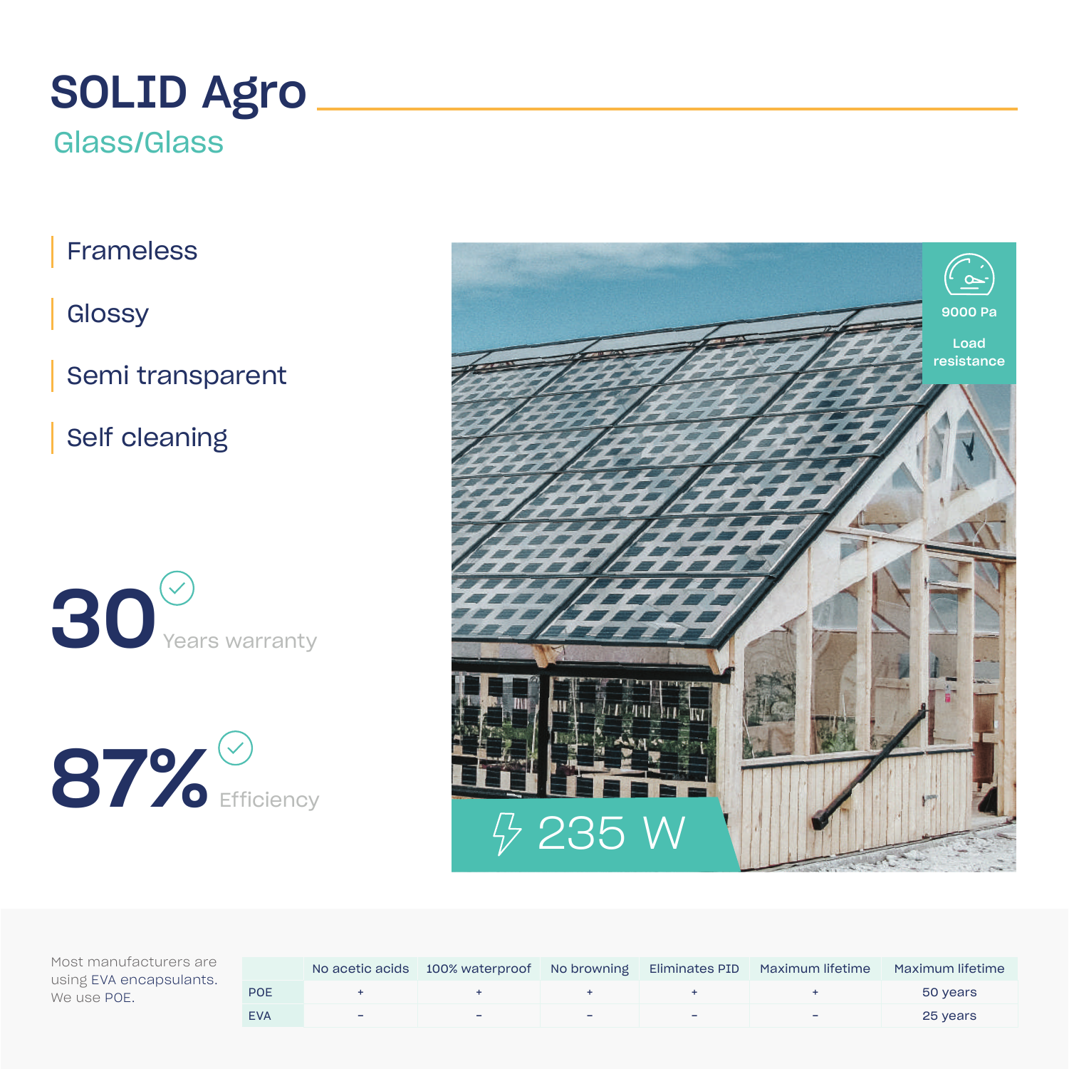# SOLID Agro

## Glass/Glass

- Frameless
- Glossy
- Semi transparent
- Self cleaning

**30** Years warranty

**87%** Efficiency

9000 Pa

Load resistance

235 W

Most manufacturers are using EVA encapsulants. We use POE.

| | No acetic acids | 100% waterproof | No browning | Eliminates PID | Maximum lifetime | Maximum lifetime |
|---|---|---|---|---|---|---|
| POE | + | + | + | + | + | 50 years |
| EVA | – | – | – | – | – | 25 years |